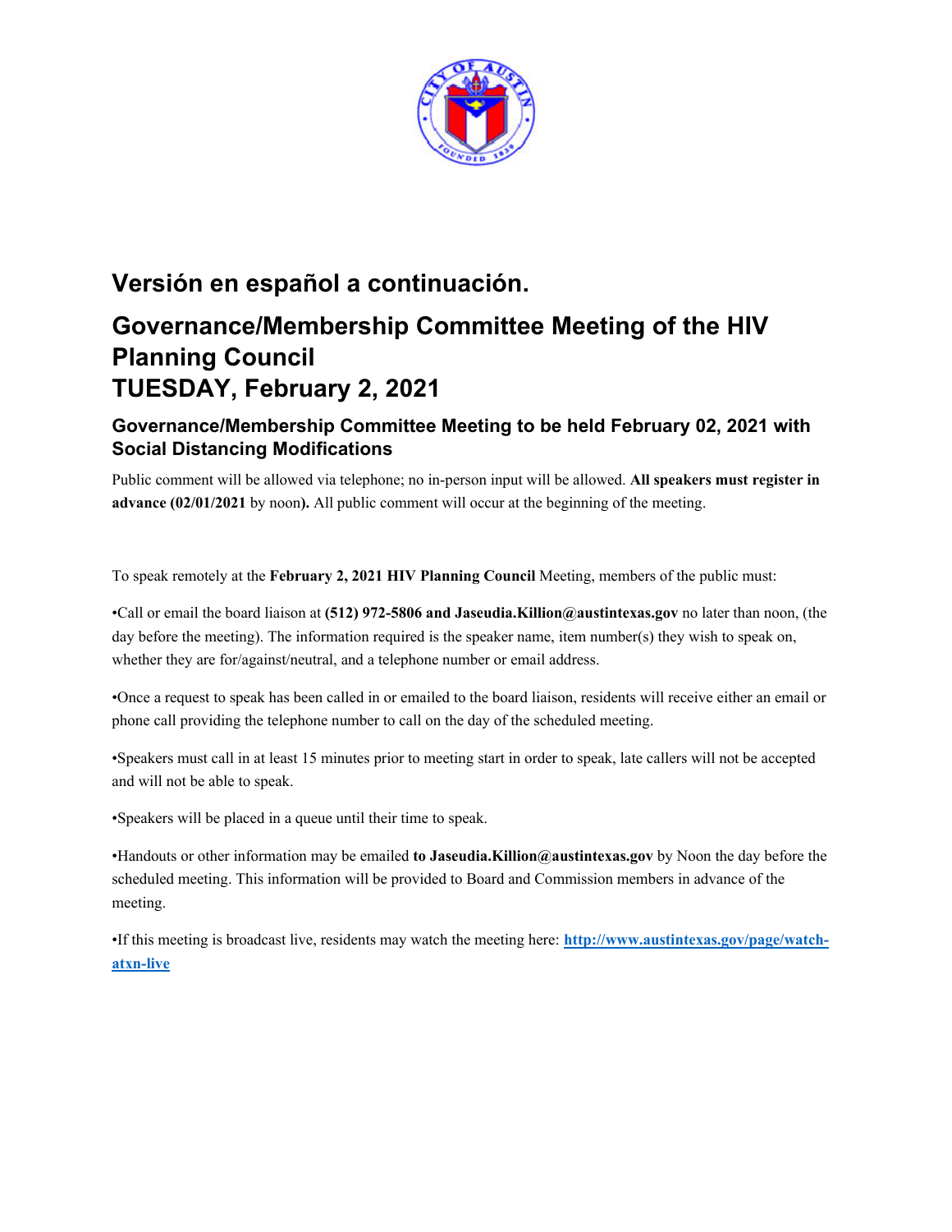## Versión en español a continuación.

# Governance/Membership Committee Meeting of the HIV Planning Council TUESDAY, February 2, 2021

### Governance/Membership Committee Meeting to be held February 02, 2021 with Social Distancing Modifications

Public comment will be allowed via telephone; no in-person input will be allowed. **All speakers must register in advance (02/01/2021** by noon**).** All public comment will occur at the beginning of the meeting.

To speak remotely at the **February 2, 2021 HIV Planning Council** Meeting, members of the public must:

•Call or email the board liaison at **(512) 972-5806 and Jaseudia.Killion@austintexas.gov** no later than noon, (the day before the meeting). The information required is the speaker name, item number(s) they wish to speak on, whether they are for/against/neutral, and a telephone number or email address.

•Once a request to speak has been called in or emailed to the board liaison, residents will receive either an email or phone call providing the telephone number to call on the day of the scheduled meeting.

•Speakers must call in at least 15 minutes prior to meeting start in order to speak, late callers will not be accepted and will not be able to speak.

•Speakers will be placed in a queue until their time to speak.

•Handouts or other information may be emailed **to Jaseudia.Killion@austintexas.gov** by Noon the day before the scheduled meeting. This information will be provided to Board and Commission members in advance of the meeting.

•If this meeting is broadcast live, residents may watch the meeting here: [http://www.austintexas.gov/page/watch-atxn-live](http://www.austintexas.gov/page/watch-atxn-live)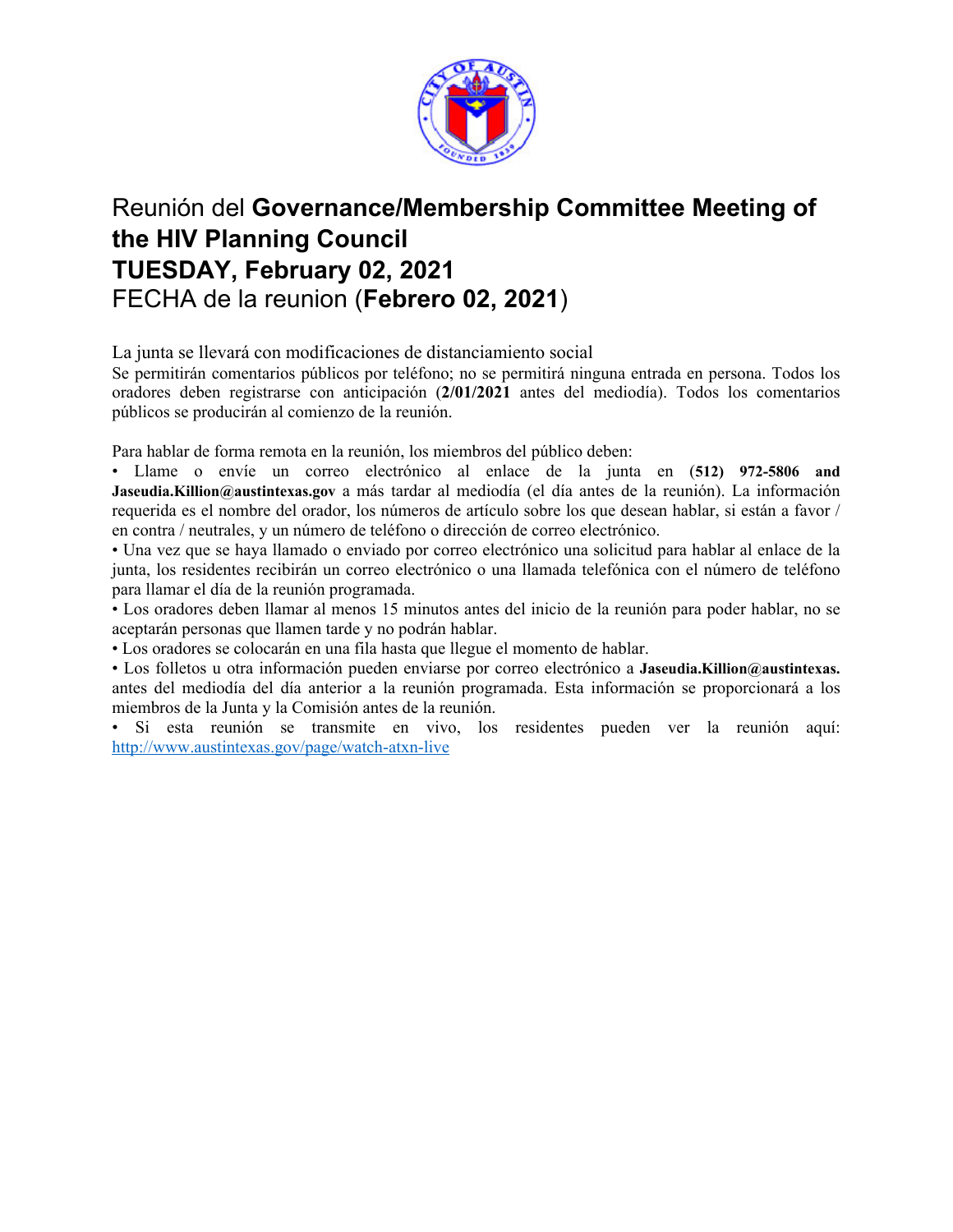# Reunión del **Governance/Membership Committee Meeting of the HIV Planning Council**
# **TUESDAY, February 02, 2021**
# FECHA de la reunion (**Febrero 02, 2021**)

La junta se llevará con modificaciones de distanciamiento social

Se permitirán comentarios públicos por teléfono; no se permitirá ninguna entrada en persona. Todos los oradores deben registrarse con anticipación (**2/01/2021** antes del mediodía). Todos los comentarios públicos se producirán al comienzo de la reunión.

Para hablar de forma remota en la reunión, los miembros del público deben:

- Llame o envíe un correo electrónico al enlace de la junta en **(512) 972-5806 and Jaseudia.Killion@austintexas.gov** a más tardar al mediodía (el día antes de la reunión). La información requerida es el nombre del orador, los números de artículo sobre los que desean hablar, si están a favor / en contra / neutrales, y un número de teléfono o dirección de correo electrónico.
- Una vez que se haya llamado o enviado por correo electrónico una solicitud para hablar al enlace de la junta, los residentes recibirán un correo electrónico o una llamada telefónica con el número de teléfono para llamar el día de la reunión programada.
- Los oradores deben llamar al menos 15 minutos antes del inicio de la reunión para poder hablar, no se aceptarán personas que llamen tarde y no podrán hablar.
- Los oradores se colocarán en una fila hasta que llegue el momento de hablar.
- Los folletos u otra información pueden enviarse por correo electrónico a **Jaseudia.Killion@austintexas.** antes del mediodía del día anterior a la reunión programada. Esta información se proporcionará a los miembros de la Junta y la Comisión antes de la reunión.
- Si esta reunión se transmite en vivo, los residentes pueden ver la reunión aquí: http://www.austintexas.gov/page/watch-atxn-live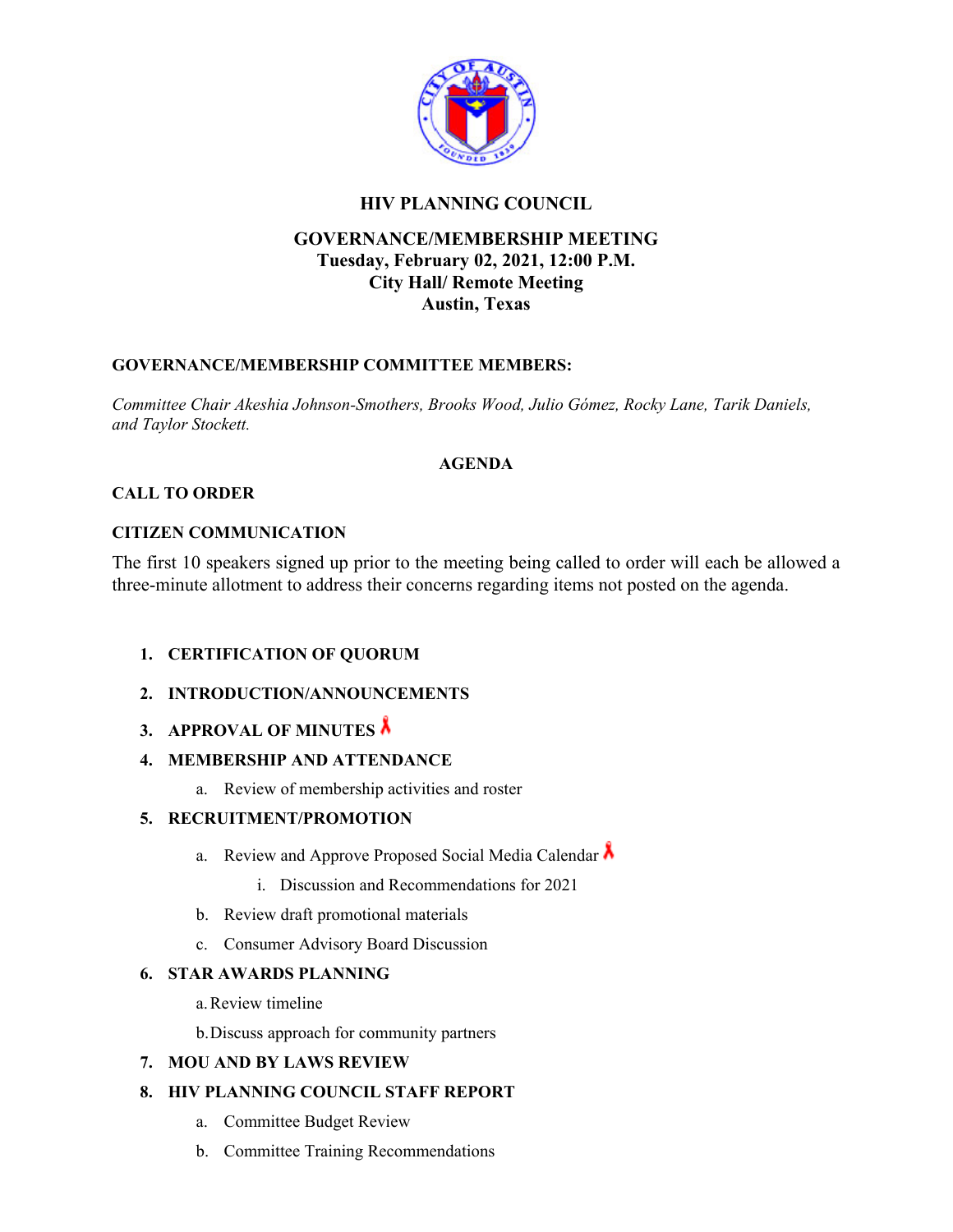# HIV PLANNING COUNCIL

## GOVERNANCE/MEMBERSHIP MEETING
**Tuesday, February 02, 2021, 12:00 P.M.**
**City Hall/ Remote Meeting**
**Austin, Texas**

**GOVERNANCE/MEMBERSHIP COMMITTEE MEMBERS:**

*Committee Chair Akeshia Johnson-Smothers, Brooks Wood, Julio Gómez, Rocky Lane, Tarik Daniels, and Taylor Stockett.*

**AGENDA**

**CALL TO ORDER**

**CITIZEN COMMUNICATION**

The first 10 speakers signed up prior to the meeting being called to order will each be allowed a three-minute allotment to address their concerns regarding items not posted on the agenda.

1. **CERTIFICATION OF QUORUM**
2. **INTRODUCTION/ANNOUNCEMENTS**
3. **APPROVAL OF MINUTES**
4. **MEMBERSHIP AND ATTENDANCE**
   a. Review of membership activities and roster
5. **RECRUITMENT/PROMOTION**
   a. Review and Approve Proposed Social Media Calendar
      i. Discussion and Recommendations for 2021
   b. Review draft promotional materials
   c. Consumer Advisory Board Discussion
6. **STAR AWARDS PLANNING**
   a. Review timeline
   b. Discuss approach for community partners
7. **MOU AND BY LAWS REVIEW**
8. **HIV PLANNING COUNCIL STAFF REPORT**
   a. Committee Budget Review
   b. Committee Training Recommendations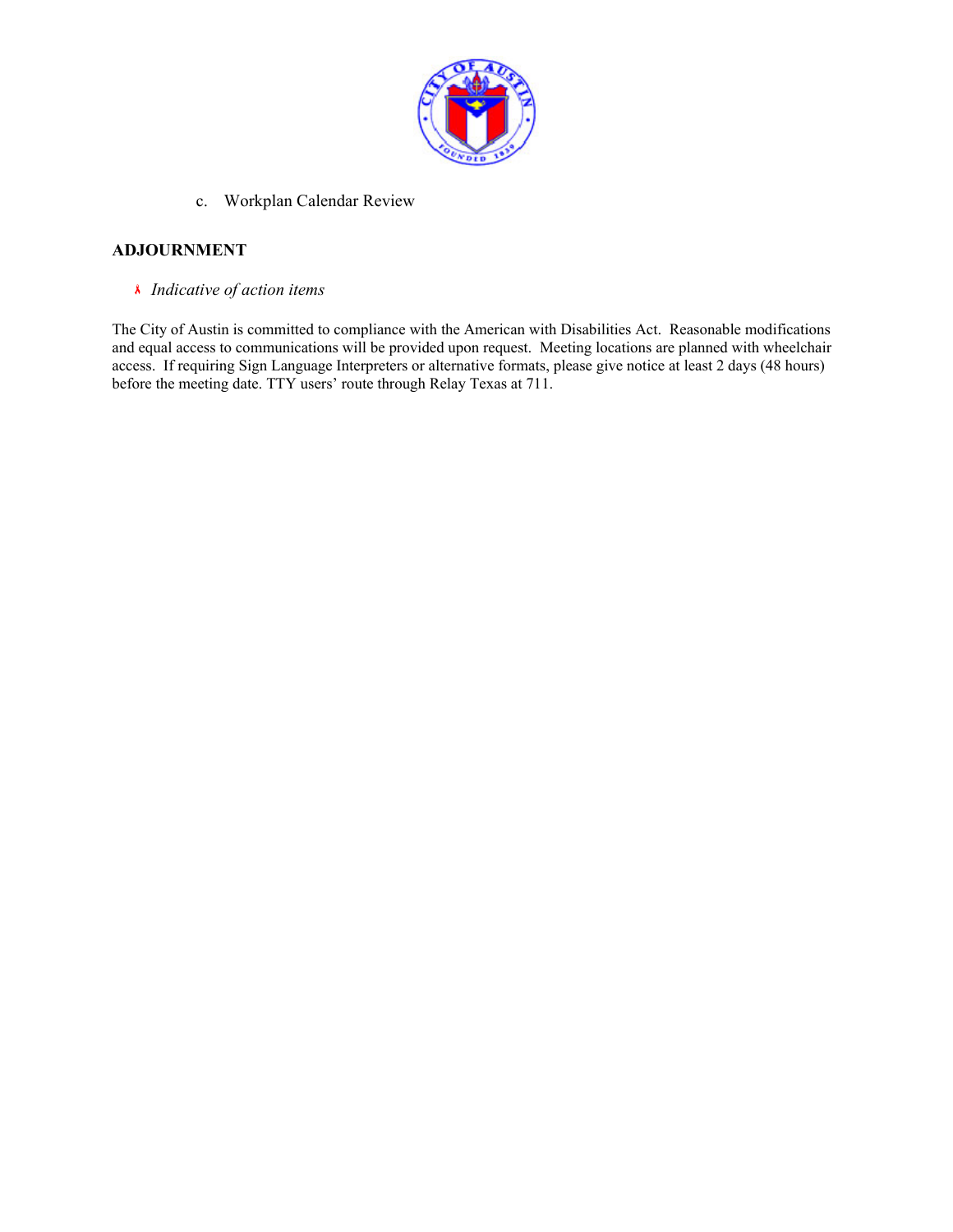c. Workplan Calendar Review

**ADJOURNMENT**

- *Indicative of action items*

The City of Austin is committed to compliance with the American with Disabilities Act. Reasonable modifications and equal access to communications will be provided upon request. Meeting locations are planned with wheelchair access. If requiring Sign Language Interpreters or alternative formats, please give notice at least 2 days (48 hours) before the meeting date. TTY users' route through Relay Texas at 711.